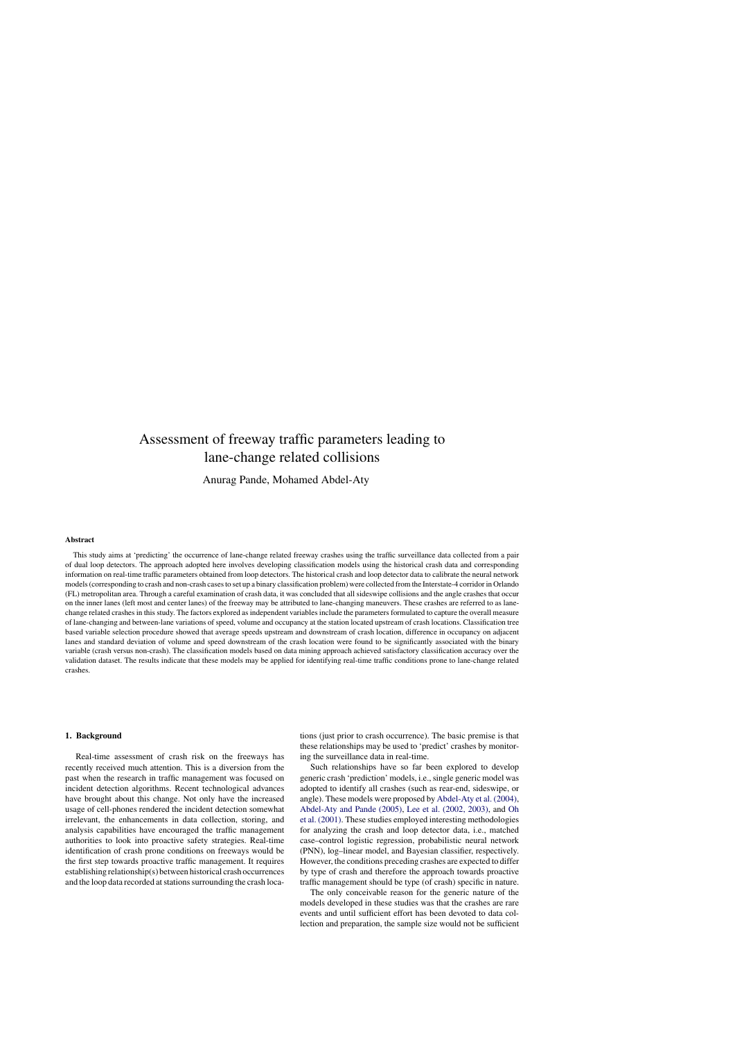# Assessment of freeway traffic parameters leading to lane-change related collisions

Anurag Pande, Mohamed Abdel-Aty

### Abstract

This study aims at 'predicting' the occurrence of lane-change related freeway crashes using the traffic surveillance data collected from a pair of dual loop detectors. The approach adopted here involves developing classification models using the historical crash data and corresponding information on real-time traffic parameters obtained from loop detectors. The historical crash and loop detector data to calibrate the neural network models (corresponding to crash and non-crash cases to set up a binary classification problem) were collected from the Interstate-4 corridor in Orlando (FL) metropolitan area. Through a careful examination of crash data, it was concluded that all sideswipe collisions and the angle crashes that occur on the inner lanes (left most and center lanes) of the freeway may be attributed to lane-changing maneuvers. These crashes are referred to as lane-change related crashes in this study. The factors explored as independent variables include the parameters formulated to capture the overall measure of lane-changing and between-lane variations of speed, volume and occupancy at the station located upstream of crash locations. Classification tree based variable selection procedure showed that average speeds upstream and downstream of crash location, difference in occupancy on adjacent lanes and standard deviation of volume and speed downstream of the crash location were found to be significantly associated with the binary variable (crash versus non-crash). The classification models based on data mining approach achieved satisfactory classification accuracy over the validation dataset. The results indicate that these models may be applied for identifying real-time traffic conditions prone to lane-change related crashes.

## 1. Background

Real-time assessment of crash risk on the freeways has recently received much attention. This is a diversion from the past when the research in traffic management was focused on incident detection algorithms. Recent technological advances have brought about this change. Not only have the increased usage of cell-phones rendered the incident detection somewhat irrelevant, the enhancements in data collection, storing, and analysis capabilities have encouraged the traffic management authorities to look into proactive safety strategies. Real-time identification of crash prone conditions on freeways would be the first step towards proactive traffic management. It requires establishing relationship(s) between historical crash occurrences and the loop data recorded at stations surrounding the crash locations (just prior to crash occurrence). The basic premise is that these relationships may be used to 'predict' crashes by monitoring the surveillance data in real-time.

Such relationships have so far been explored to develop generic crash 'prediction' models, i.e., single generic model was adopted to identify all crashes (such as rear-end, sideswipe, or angle). These models were proposed by Abdel-Aty et al. (2004), Abdel-Aty and Pande (2005), Lee et al. (2002, 2003), and Oh et al. (2001). These studies employed interesting methodologies for analyzing the crash and loop detector data, i.e., matched case–control logistic regression, probabilistic neural network (PNN), log–linear model, and Bayesian classifier, respectively. However, the conditions preceding crashes are expected to differ by type of crash and therefore the approach towards proactive traffic management should be type (of crash) specific in nature.

The only conceivable reason for the generic nature of the models developed in these studies was that the crashes are rare events and until sufficient effort has been devoted to data collection and preparation, the sample size would not be sufficient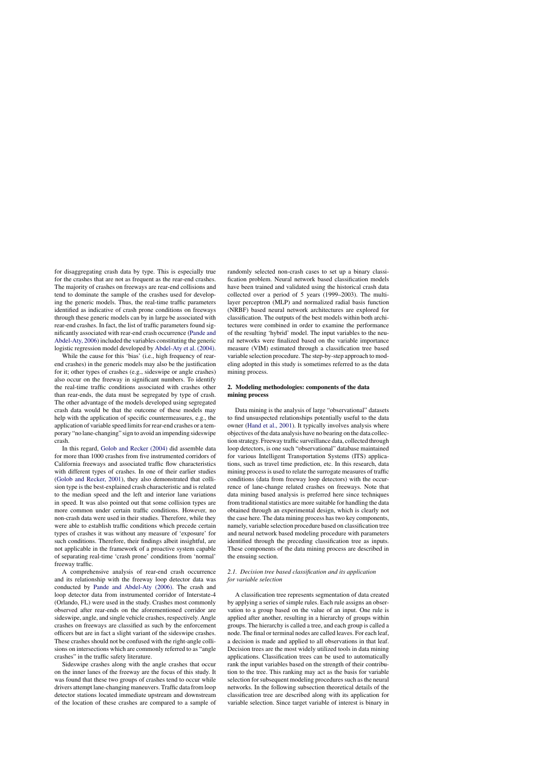for disaggregating crash data by type. This is especially true for the crashes that are not as frequent as the rear-end crashes. The majority of crashes on freeways are rear-end collisions and tend to dominate the sample of the crashes used for developing the generic models. Thus, the real-time traffic parameters identified as indicative of crash prone conditions on freeways through these generic models can by in large be associated with rear-end crashes. In fact, the list of traffic parameters found significantly associated with rear-end crash occurrence (Pande and Abdel-Aty, 2006) included the variables constituting the generic logistic regression model developed by Abdel-Aty et al. (2004).

While the cause for this 'bias' (i.e., high frequency of rear-end crashes) in the generic models may also be the justification for it; other types of crashes (e.g., sideswipe or angle crashes) also occur on the freeway in significant numbers. To identify the real-time traffic conditions associated with crashes other than rear-ends, the data must be segregated by type of crash. The other advantage of the models developed using segregated crash data would be that the outcome of these models may help with the application of specific countermeasures, e.g., the application of variable speed limits for rear-end crashes or a temporary "no lane-changing" sign to avoid an impending sideswipe crash.

In this regard, Golob and Recker (2004) did assemble data for more than 1000 crashes from five instrumented corridors of California freeways and associated traffic flow characteristics with different types of crashes. In one of their earlier studies (Golob and Recker, 2001), they also demonstrated that collision type is the best-explained crash characteristic and is related to the median speed and the left and interior lane variations in speed. It was also pointed out that some collision types are more common under certain traffic conditions. However, no non-crash data were used in their studies. Therefore, while they were able to establish traffic conditions which precede certain types of crashes it was without any measure of 'exposure' for such conditions. Therefore, their findings albeit insightful, are not applicable in the framework of a proactive system capable of separating real-time 'crash prone' conditions from 'normal' freeway traffic.

A comprehensive analysis of rear-end crash occurrence and its relationship with the freeway loop detector data was conducted by Pande and Abdel-Aty (2006). The crash and loop detector data from instrumented corridor of Interstate-4 (Orlando, FL) were used in the study. Crashes most commonly observed after rear-ends on the aforementioned corridor are sideswipe, angle, and single vehicle crashes, respectively. Angle crashes on freeways are classified as such by the enforcement officers but are in fact a slight variant of the sideswipe crashes. These crashes should not be confused with the right-angle collisions on intersections which are commonly referred to as "angle crashes" in the traffic safety literature.

Sideswipe crashes along with the angle crashes that occur on the inner lanes of the freeway are the focus of this study. It was found that these two groups of crashes tend to occur while drivers attempt lane-changing maneuvers. Traffic data from loop detector stations located immediate upstream and downstream of the location of these crashes are compared to a sample of randomly selected non-crash cases to set up a binary classification problem. Neural network based classification models have been trained and validated using the historical crash data collected over a period of 5 years (1999–2003). The multi-layer perceptron (MLP) and normalized radial basis function (NRBF) based neural network architectures are explored for classification. The outputs of the best models within both architectures were combined in order to examine the performance of the resulting 'hybrid' model. The input variables to the neural networks were finalized based on the variable importance measure (VIM) estimated through a classification tree based variable selection procedure. The step-by-step approach to modeling adopted in this study is sometimes referred to as the data mining process.

## 2. Modeling methodologies: components of the data mining process

Data mining is the analysis of large "observational" datasets to find unsuspected relationships potentially useful to the data owner (Hand et al., 2001). It typically involves analysis where objectives of the data analysis have no bearing on the data collection strategy. Freeway traffic surveillance data, collected through loop detectors, is one such "observational" database maintained for various Intelligent Transportation Systems (ITS) applications, such as travel time prediction, etc. In this research, data mining process is used to relate the surrogate measures of traffic conditions (data from freeway loop detectors) with the occurrence of lane-change related crashes on freeways. Note that data mining based analysis is preferred here since techniques from traditional statistics are more suitable for handling the data obtained through an experimental design, which is clearly not the case here. The data mining process has two key components, namely, variable selection procedure based on classification tree and neural network based modeling procedure with parameters identified through the preceding classification tree as inputs. These components of the data mining process are described in the ensuing section.

### *2.1. Decision tree based classification and its application for variable selection*

A classification tree represents segmentation of data created by applying a series of simple rules. Each rule assigns an observation to a group based on the value of an input. One rule is applied after another, resulting in a hierarchy of groups within groups. The hierarchy is called a tree, and each group is called a node. The final or terminal nodes are called leaves. For each leaf, a decision is made and applied to all observations in that leaf. Decision trees are the most widely utilized tools in data mining applications. Classification trees can be used to automatically rank the input variables based on the strength of their contribution to the tree. This ranking may act as the basis for variable selection for subsequent modeling procedures such as the neural networks. In the following subsection theoretical details of the classification tree are described along with its application for variable selection. Since target variable of interest is binary in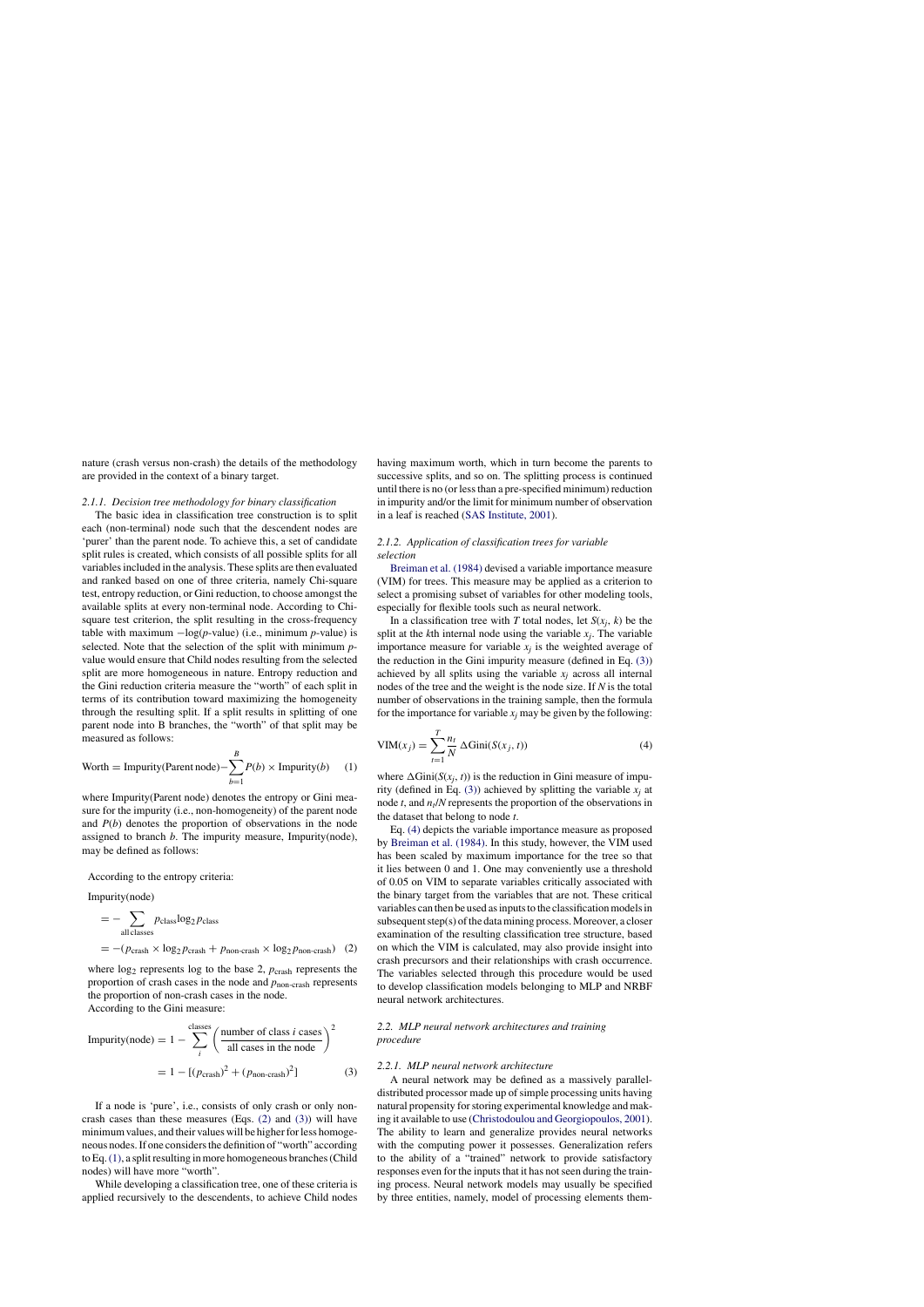nature (crash versus non-crash) the details of the methodology are provided in the context of a binary target.

#### 2.1.1. Decision tree methodology for binary classification

The basic idea in classification tree construction is to split each (non-terminal) node such that the descendent nodes are 'purer' than the parent node. To achieve this, a set of candidate split rules is created, which consists of all possible splits for all variables included in the analysis. These splits are then evaluated and ranked based on one of three criteria, namely Chi-square test, entropy reduction, or Gini reduction, to choose amongst the available splits at every non-terminal node. According to Chi-square test criterion, the split resulting in the cross-frequency table with maximum $-\log(p\text{-value})$ (i.e., minimum $p$-value) is selected. Note that the selection of the split with minimum $p$-value would ensure that Child nodes resulting from the selected split are more homogeneous in nature. Entropy reduction and the Gini reduction criteria measure the "worth" of each split in terms of its contribution toward maximizing the homogeneity through the resulting split. If a split results in splitting of one parent node into B branches, the "worth" of that split may be measured as follows:

$$\text{Worth} = \text{Impurity(Parent node)} - \sum_{b=1}^{B} P(b) \times \text{Impurity}(b) \quad (1)$$

where Impurity(Parent node) denotes the entropy or Gini measure for the impurity (i.e., non-homogeneity) of the parent node and $P(b)$ denotes the proportion of observations in the node assigned to branch $b$. The impurity measure, Impurity(node), may be defined as follows:

According to the entropy criteria:

$$\begin{aligned}\text{Impurity(node)} &= -\sum_{\text{all classes}} p_{\text{class}} \log_2 p_{\text{class}} \\ &= -(p_{\text{crash}} \times \log_2 p_{\text{crash}} + p_{\text{non-crash}} \times \log_2 p_{\text{non-crash}}) \quad (2)\end{aligned}$$

where $\log_2$ represents log to the base 2, $p_{\text{crash}}$ represents the proportion of crash cases in the node and $p_{\text{non-crash}}$ represents the proportion of non-crash cases in the node.

According to the Gini measure:

$$\begin{aligned}\text{Impurity(node)} &= 1 - \sum_{i}^{\text{classes}} \left(\frac{\text{number of class } i \text{ cases}}{\text{all cases in the node}}\right)^2 \\ &= 1 - [(p_{\text{crash}})^2 + (p_{\text{non-crash}})^2] \quad (3)\end{aligned}$$

If a node is 'pure', i.e., consists of only crash or only non-crash cases than these measures (Eqs. (2) and (3)) will have minimum values, and their values will be higher for less homogeneous nodes. If one considers the definition of "worth" according to Eq. (1), a split resulting in more homogeneous branches (Child nodes) will have more "worth".

While developing a classification tree, one of these criteria is applied recursively to the descendents, to achieve Child nodes having maximum worth, which in turn become the parents to successive splits, and so on. The splitting process is continued until there is no (or less than a pre-specified minimum) reduction in impurity and/or the limit for minimum number of observation in a leaf is reached (SAS Institute, 2001).

#### 2.1.2. Application of classification trees for variable selection

Breiman et al. (1984) devised a variable importance measure (VIM) for trees. This measure may be applied as a criterion to select a promising subset of variables for other modeling tools, especially for flexible tools such as neural network.

In a classification tree with $T$ total nodes, let $S(x_j, k)$ be the split at the $k$th internal node using the variable $x_j$. The variable importance measure for variable $x_j$ is the weighted average of the reduction in the Gini impurity measure (defined in Eq. (3)) achieved by all splits using the variable $x_j$ across all internal nodes of the tree and the weight is the node size. If $N$ is the total number of observations in the training sample, then the formula for the importance for variable $x_j$ may be given by the following:

$$\text{VIM}(x_j) = \sum_{t=1}^{T} \frac{n_t}{N} \Delta\text{Gini}(S(x_j, t)) \quad (4)$$

where $\Delta\text{Gini}(S(x_j, t))$ is the reduction in Gini measure of impurity (defined in Eq. (3)) achieved by splitting the variable $x_j$ at node $t$, and $n_t/N$ represents the proportion of the observations in the dataset that belong to node $t$.

Eq. (4) depicts the variable importance measure as proposed by Breiman et al. (1984). In this study, however, the VIM used has been scaled by maximum importance for the tree so that it lies between 0 and 1. One may conveniently use a threshold of 0.05 on VIM to separate variables critically associated with the binary target from the variables that are not. These critical variables can then be used as inputs to the classification models in subsequent step(s) of the data mining process. Moreover, a closer examination of the resulting classification tree structure, based on which the VIM is calculated, may also provide insight into crash precursors and their relationships with crash occurrence. The variables selected through this procedure would be used to develop classification models belonging to MLP and NRBF neural network architectures.

### 2.2. MLP neural network architectures and training procedure

#### 2.2.1. MLP neural network architecture

A neural network may be defined as a massively parallel-distributed processor made up of simple processing units having natural propensity for storing experimental knowledge and making it available to use (Christodoulou and Georgiopoulos, 2001). The ability to learn and generalize provides neural networks with the computing power it possesses. Generalization refers to the ability of a "trained" network to provide satisfactory responses even for the inputs that it has not seen during the training process. Neural network models may usually be specified by three entities, namely, model of processing elements them-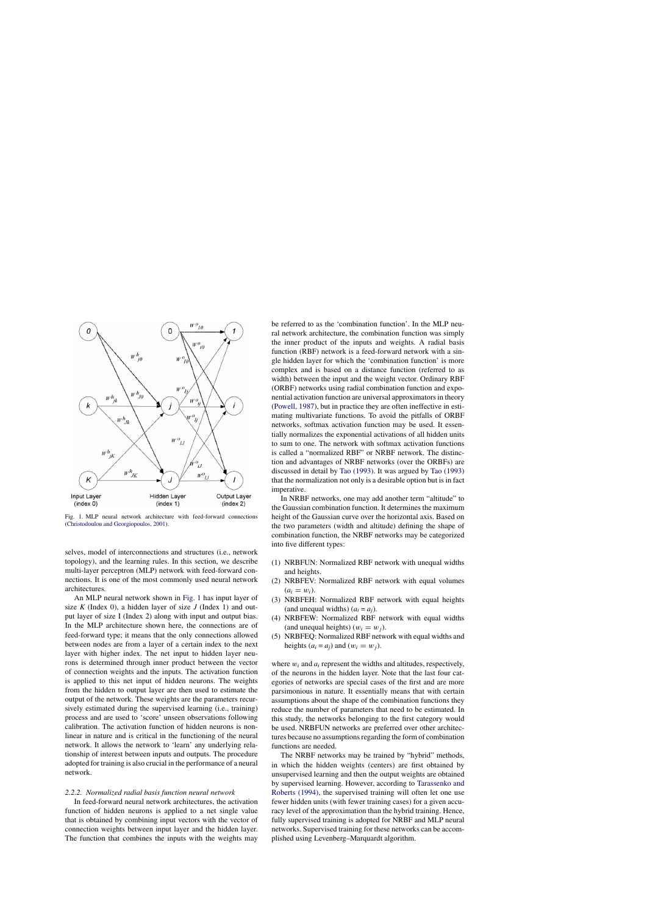Fig. 1. MLP neural network architecture with feed-forward connections (Christodoulou and Georgiopoulos, 2001).

selves, model of interconnections and structures (i.e., network topology), and the learning rules. In this section, we describe multi-layer perceptron (MLP) network with feed-forward connections. It is one of the most commonly used neural network architectures.

An MLP neural network shown in Fig. 1 has input layer of size $K$ (Index 0), a hidden layer of size $J$ (Index 1) and output layer of size I (Index 2) along with input and output bias. In the MLP architecture shown here, the connections are of feed-forward type; it means that the only connections allowed between nodes are from a layer of a certain index to the next layer with higher index. The net input to hidden layer neurons is determined through inner product between the vector of connection weights and the inputs. The activation function is applied to this net input of hidden neurons. The weights from the hidden to output layer are then used to estimate the output of the network. These weights are the parameters recursively estimated during the supervised learning (i.e., training) process and are used to 'score' unseen observations following calibration. The activation function of hidden neurons is nonlinear in nature and is critical in the functioning of the neural network. It allows the network to 'learn' any underlying relationship of interest between inputs and outputs. The procedure adopted for training is also crucial in the performance of a neural network.

### 2.2.2. Normalized radial basis function neural network

In feed-forward neural network architectures, the activation function of hidden neurons is applied to a net single value that is obtained by combining input vectors with the vector of connection weights between input layer and the hidden layer. The function that combines the inputs with the weights may be referred to as the 'combination function'. In the MLP neural network architecture, the combination function was simply the inner product of the inputs and weights. A radial basis function (RBF) network is a feed-forward network with a single hidden layer for which the 'combination function' is more complex and is based on a distance function (referred to as width) between the input and the weight vector. Ordinary RBF (ORBF) networks using radial combination function and exponential activation function are universal approximators in theory (Powell, 1987), but in practice they are often ineffective in estimating multivariate functions. To avoid the pitfalls of ORBF networks, softmax activation function may be used. It essentially normalizes the exponential activations of all hidden units to sum to one. The network with softmax activation functions is called a "normalized RBF" or NRBF network. The distinction and advantages of NRBF networks (over the ORBFs) are discussed in detail by Tao (1993). It was argued by Tao (1993) that the normalization not only is a desirable option but is in fact imperative.

In NRBF networks, one may add another term "altitude" to the Gaussian combination function. It determines the maximum height of the Gaussian curve over the horizontal axis. Based on the two parameters (width and altitude) defining the shape of combination function, the NRBF networks may be categorized into five different types:

(1) NRBFUN: Normalized RBF network with unequal widths and heights.
(2) NRBFEV: Normalized RBF network with equal volumes ($a_i = w_i$).
(3) NRBFEH: Normalized RBF network with equal heights (and unequal widths) ($a_i = a_j$).
(4) NRBFEW: Normalized RBF network with equal widths (and unequal heights) ($w_i = w_j$).
(5) NRBFEQ: Normalized RBF network with equal widths and heights ($a_i = a_j$) and ($w_i = w_j$).

where $w_i$ and $a_i$ represent the widths and altitudes, respectively, of the neurons in the hidden layer. Note that the last four categories of networks are special cases of the first and are more parsimonious in nature. It essentially means that with certain assumptions about the shape of the combination functions they reduce the number of parameters that need to be estimated. In this study, the networks belonging to the first category would be used. NRBFUN networks are preferred over other architectures because no assumptions regarding the form of combination functions are needed.

The NRBF networks may be trained by "hybrid" methods, in which the hidden weights (centers) are first obtained by unsupervised learning and then the output weights are obtained by supervised learning. However, according to Tarassenko and Roberts (1994), the supervised training will often let one use fewer hidden units (with fewer training cases) for a given accuracy level of the approximation than the hybrid training. Hence, fully supervised training is adopted for NRBF and MLP neural networks. Supervised training for these networks can be accomplished using Levenberg–Marquardt algorithm.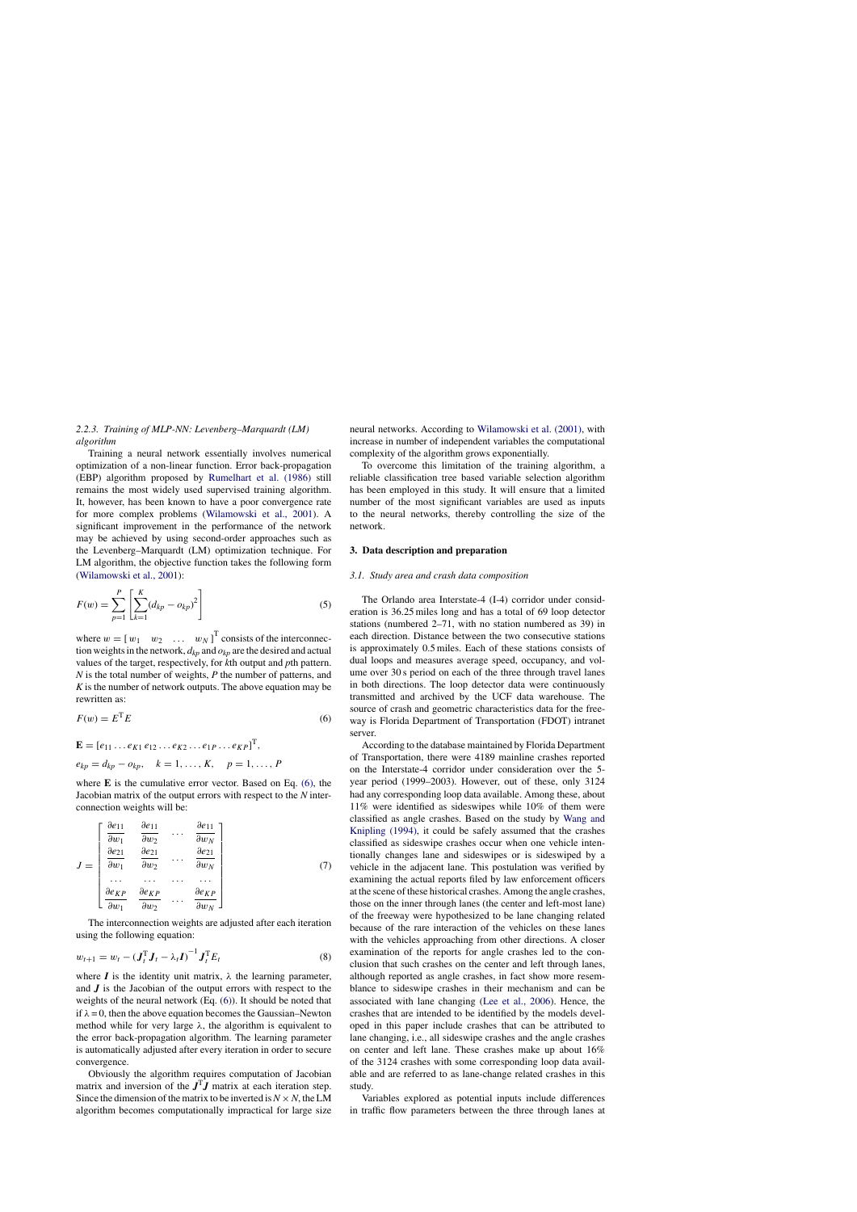### 2.2.3. Training of MLP-NN: Levenberg–Marquardt (LM) algorithm

Training a neural network essentially involves numerical optimization of a non-linear function. Error back-propagation (EBP) algorithm proposed by Rumelhart et al. (1986) still remains the most widely used supervised training algorithm. It, however, has been known to have a poor convergence rate for more complex problems (Wilamowski et al., 2001). A significant improvement in the performance of the network may be achieved by using second-order approaches such as the Levenberg–Marquardt (LM) optimization technique. For LM algorithm, the objective function takes the following form (Wilamowski et al., 2001):

$$F(w) = \sum_{p=1}^{P} \left[ \sum_{k=1}^{K} (d_{kp} - o_{kp})^2 \right] \tag{5}$$

where $w = [\, w_1 \quad w_2 \quad \ldots \quad w_N \,]^{\mathrm{T}}$ consists of the interconnection weights in the network, $d_{kp}$ and $o_{kp}$ are the desired and actual values of the target, respectively, for $k$th output and $p$th pattern. $N$ is the total number of weights, $P$ the number of patterns, and $K$ is the number of network outputs. The above equation may be rewritten as:

$$F(w) = E^{\mathrm{T}} E \tag{6}$$

$$\mathbf{E} = [e_{11} \ldots e_{K1}\, e_{12} \ldots e_{K2} \ldots e_{1P} \ldots e_{KP}]^{\mathrm{T}},$$

$$e_{kp} = d_{kp} - o_{kp}, \quad k = 1, \ldots, K, \quad p = 1, \ldots, P$$

where $\mathbf{E}$ is the cumulative error vector. Based on Eq. (6), the Jacobian matrix of the output errors with respect to the $N$ interconnection weights will be:

$$J = \begin{bmatrix} \dfrac{\partial e_{11}}{\partial w_1} & \dfrac{\partial e_{11}}{\partial w_2} & \cdots & \dfrac{\partial e_{11}}{\partial w_N} \\ \dfrac{\partial e_{21}}{\partial w_1} & \dfrac{\partial e_{21}}{\partial w_2} & \cdots & \dfrac{\partial e_{21}}{\partial w_N} \\ \cdots & \cdots & \cdots & \cdots \\ \dfrac{\partial e_{KP}}{\partial w_1} & \dfrac{\partial e_{KP}}{\partial w_2} & \cdots & \dfrac{\partial e_{KP}}{\partial w_N} \end{bmatrix} \tag{7}$$

The interconnection weights are adjusted after each iteration using the following equation:

$$w_{t+1} = w_t - (\boldsymbol{J}_t^{\mathrm{T}} \boldsymbol{J}_t - \lambda_t \boldsymbol{I})^{-1} \boldsymbol{J}_t^{\mathrm{T}} E_t \tag{8}$$

where $\boldsymbol{I}$ is the identity unit matrix, $\lambda$ the learning parameter, and $\boldsymbol{J}$ is the Jacobian of the output errors with respect to the weights of the neural network (Eq. (6)). It should be noted that if $\lambda = 0$, then the above equation becomes the Gaussian–Newton method while for very large $\lambda$, the algorithm is equivalent to the error back-propagation algorithm. The learning parameter is automatically adjusted after every iteration in order to secure convergence.

Obviously the algorithm requires computation of Jacobian matrix and inversion of the $\boldsymbol{J}^{\mathrm{T}}\boldsymbol{J}$ matrix at each iteration step. Since the dimension of the matrix to be inverted is $N \times N$, the LM algorithm becomes computationally impractical for large size neural networks. According to Wilamowski et al. (2001), with increase in number of independent variables the computational complexity of the algorithm grows exponentially.

To overcome this limitation of the training algorithm, a reliable classification tree based variable selection algorithm has been employed in this study. It will ensure that a limited number of the most significant variables are used as inputs to the neural networks, thereby controlling the size of the network.

## 3. Data description and preparation

### 3.1. Study area and crash data composition

The Orlando area Interstate-4 (I-4) corridor under consideration is 36.25 miles long and has a total of 69 loop detector stations (numbered 2–71, with no station numbered as 39) in each direction. Distance between the two consecutive stations is approximately 0.5 miles. Each of these stations consists of dual loops and measures average speed, occupancy, and volume over 30 s period on each of the three through travel lanes in both directions. The loop detector data were continuously transmitted and archived by the UCF data warehouse. The source of crash and geometric characteristics data for the freeway is Florida Department of Transportation (FDOT) intranet server.

According to the database maintained by Florida Department of Transportation, there were 4189 mainline crashes reported on the Interstate-4 corridor under consideration over the 5-year period (1999–2003). However, out of these, only 3124 had any corresponding loop data available. Among these, about 11% were identified as sideswipes while 10% of them were classified as angle crashes. Based on the study by Wang and Knipling (1994), it could be safely assumed that the crashes classified as sideswipe crashes occur when one vehicle intentionally changes lane and sideswipes or is sideswiped by a vehicle in the adjacent lane. This postulation was verified by examining the actual reports filed by law enforcement officers at the scene of these historical crashes. Among the angle crashes, those on the inner through lanes (the center and left-most lane) of the freeway were hypothesized to be lane changing related because of the rare interaction of the vehicles on these lanes with the vehicles approaching from other directions. A closer examination of the reports for angle crashes led to the conclusion that such crashes on the center and left through lanes, although reported as angle crashes, in fact show more resemblance to sideswipe crashes in their mechanism and can be associated with lane changing (Lee et al., 2006). Hence, the crashes that are intended to be identified by the models developed in this paper include crashes that can be attributed to lane changing, i.e., all sideswipe crashes and the angle crashes on center and left lane. These crashes make up about 16% of the 3124 crashes with some corresponding loop data available and are referred to as lane-change related crashes in this study.

Variables explored as potential inputs include differences in traffic flow parameters between the three through lanes at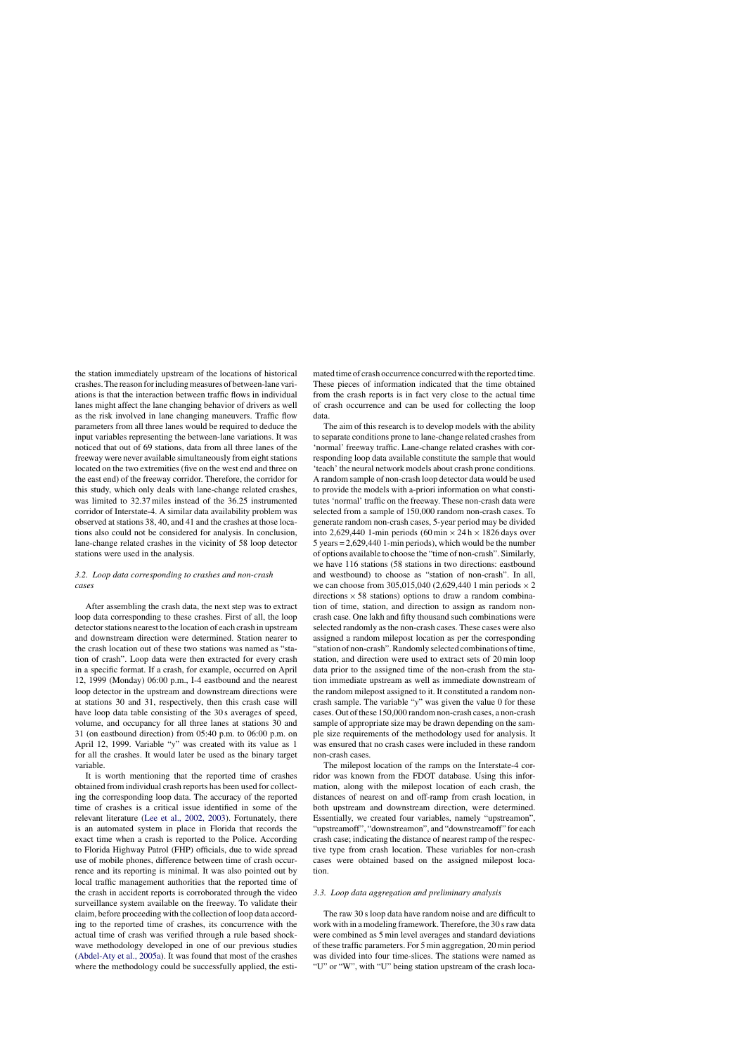the station immediately upstream of the locations of historical crashes. The reason for including measures of between-lane variations is that the interaction between traffic flows in individual lanes might affect the lane changing behavior of drivers as well as the risk involved in lane changing maneuvers. Traffic flow parameters from all three lanes would be required to deduce the input variables representing the between-lane variations. It was noticed that out of 69 stations, data from all three lanes of the freeway were never available simultaneously from eight stations located on the two extremities (five on the west end and three on the east end) of the freeway corridor. Therefore, the corridor for this study, which only deals with lane-change related crashes, was limited to 32.37 miles instead of the 36.25 instrumented corridor of Interstate-4. A similar data availability problem was observed at stations 38, 40, and 41 and the crashes at those locations also could not be considered for analysis. In conclusion, lane-change related crashes in the vicinity of 58 loop detector stations were used in the analysis.

### *3.2. Loop data corresponding to crashes and non-crash cases*

After assembling the crash data, the next step was to extract loop data corresponding to these crashes. First of all, the loop detector stations nearest to the location of each crash in upstream and downstream direction were determined. Station nearer to the crash location out of these two stations was named as "station of crash". Loop data were then extracted for every crash in a specific format. If a crash, for example, occurred on April 12, 1999 (Monday) 06:00 p.m., I-4 eastbound and the nearest loop detector in the upstream and downstream directions were at stations 30 and 31, respectively, then this crash case will have loop data table consisting of the 30 s averages of speed, volume, and occupancy for all three lanes at stations 30 and 31 (on eastbound direction) from 05:40 p.m. to 06:00 p.m. on April 12, 1999. Variable "$y$" was created with its value as 1 for all the crashes. It would later be used as the binary target variable.

It is worth mentioning that the reported time of crashes obtained from individual crash reports has been used for collecting the corresponding loop data. The accuracy of the reported time of crashes is a critical issue identified in some of the relevant literature (Lee et al., 2002, 2003). Fortunately, there is an automated system in place in Florida that records the exact time when a crash is reported to the Police. According to Florida Highway Patrol (FHP) officials, due to wide spread use of mobile phones, difference between time of crash occurrence and its reporting is minimal. It was also pointed out by local traffic management authorities that the reported time of the crash in accident reports is corroborated through the video surveillance system available on the freeway. To validate their claim, before proceeding with the collection of loop data according to the reported time of crashes, its concurrence with the actual time of crash was verified through a rule based shockwave methodology developed in one of our previous studies (Abdel-Aty et al., 2005a). It was found that most of the crashes where the methodology could be successfully applied, the estimated time of crash occurrence concurred with the reported time. These pieces of information indicated that the time obtained from the crash reports is in fact very close to the actual time of crash occurrence and can be used for collecting the loop data.

The aim of this research is to develop models with the ability to separate conditions prone to lane-change related crashes from 'normal' freeway traffic. Lane-change related crashes with corresponding loop data available constitute the sample that would 'teach' the neural network models about crash prone conditions. A random sample of non-crash loop detector data would be used to provide the models with a-priori information on what constitutes 'normal' traffic on the freeway. These non-crash data were selected from a sample of 150,000 random non-crash cases. To generate random non-crash cases, 5-year period may be divided into 2,629,440 1-min periods ($60\,\text{min} \times 24\,\text{h} \times 1826$ days over 5 years = 2,629,440 1-min periods), which would be the number of options available to choose the "time of non-crash". Similarly, we have 116 stations (58 stations in two directions: eastbound and westbound) to choose as "station of non-crash". In all, we can choose from 305,015,040 (2,629,440 1 min periods $\times$ 2 directions $\times$ 58 stations) options to draw a random combination of time, station, and direction to assign as random non-crash case. One lakh and fifty thousand such combinations were selected randomly as the non-crash cases. These cases were also assigned a random milepost location as per the corresponding "station of non-crash". Randomly selected combinations of time, station, and direction were used to extract sets of 20 min loop data prior to the assigned time of the non-crash from the station immediate upstream as well as immediate downstream of the random milepost assigned to it. It constituted a random non-crash sample. The variable "$y$" was given the value 0 for these cases. Out of these 150,000 random non-crash cases, a non-crash sample of appropriate size may be drawn depending on the sample size requirements of the methodology used for analysis. It was ensured that no crash cases were included in these random non-crash cases.

The milepost location of the ramps on the Interstate-4 corridor was known from the FDOT database. Using this information, along with the milepost location of each crash, the distances of nearest on and off-ramp from crash location, in both upstream and downstream direction, were determined. Essentially, we created four variables, namely "upstreamon", "upstreamoff", "downstreamon", and "downstreamoff" for each crash case; indicating the distance of nearest ramp of the respective type from crash location. These variables for non-crash cases were obtained based on the assigned milepost location.

### *3.3. Loop data aggregation and preliminary analysis*

The raw 30 s loop data have random noise and are difficult to work with in a modeling framework. Therefore, the 30 s raw data were combined as 5 min level averages and standard deviations of these traffic parameters. For 5 min aggregation, 20 min period was divided into four time-slices. The stations were named as "U" or "W", with "U" being station upstream of the crash loca-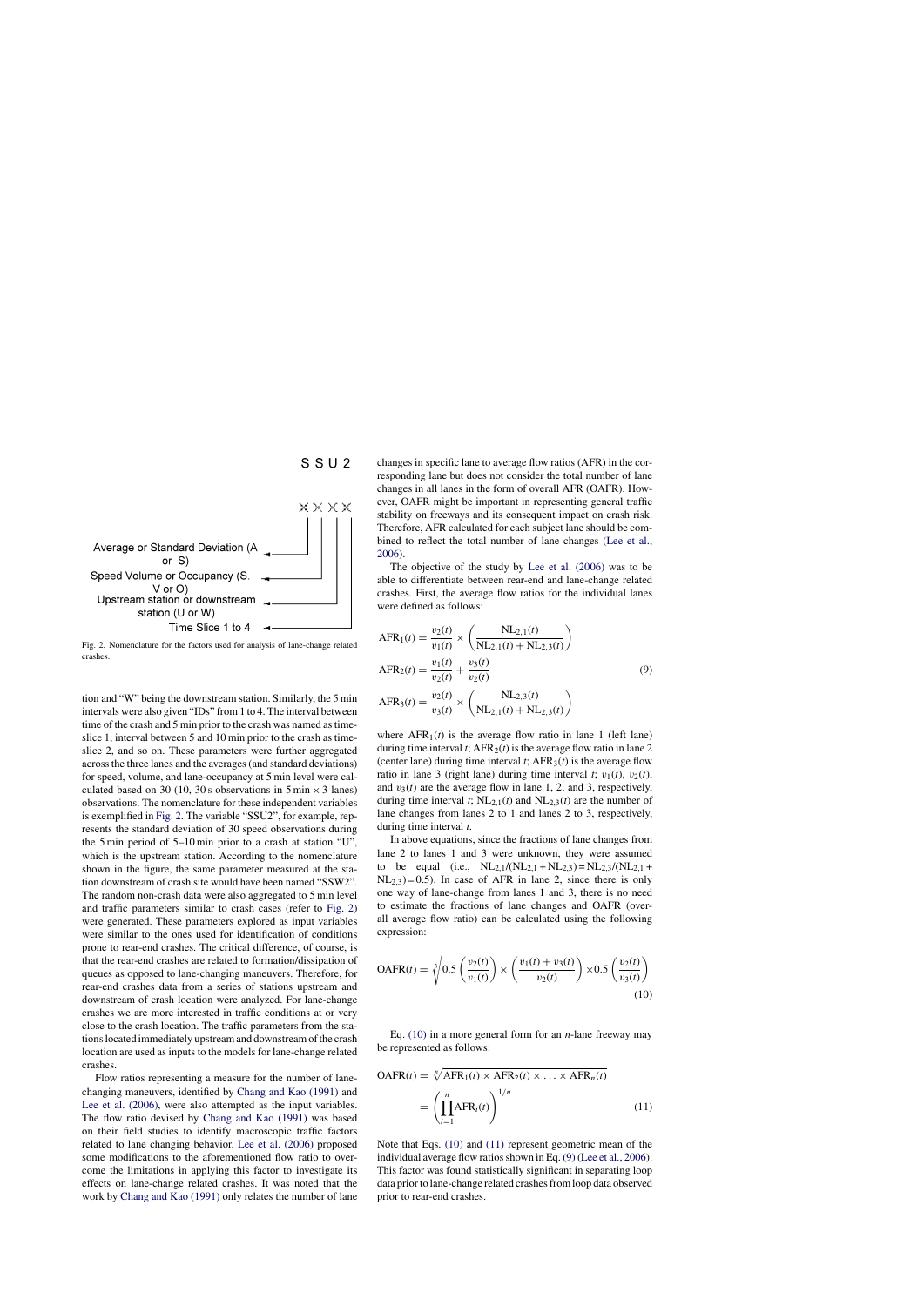S S U 2

Average or Standard Deviation (A or S)
Speed Volume or Occupancy (S. V or O)
Upstream station or downstream station (U or W)
Time Slice 1 to 4

Fig. 2. Nomenclature for the factors used for analysis of lane-change related crashes.

tion and "W" being the downstream station. Similarly, the 5 min intervals were also given "IDs" from 1 to 4. The interval between time of the crash and 5 min prior to the crash was named as time-slice 1, interval between 5 and 10 min prior to the crash as time-slice 2, and so on. These parameters were further aggregated across the three lanes and the averages (and standard deviations) for speed, volume, and lane-occupancy at 5 min level were calculated based on 30 (10, 30 s observations in 5 min × 3 lanes) observations. The nomenclature for these independent variables is exemplified in Fig. 2. The variable "SSU2", for example, represents the standard deviation of 30 speed observations during the 5 min period of 5–10 min prior to a crash at station "U", which is the upstream station. According to the nomenclature shown in the figure, the same parameter measured at the station downstream of crash site would have been named "SSW2". The random non-crash data were also aggregated to 5 min level and traffic parameters similar to crash cases (refer to Fig. 2) were generated. These parameters explored as input variables were similar to the ones used for identification of conditions prone to rear-end crashes. The critical difference, of course, is that the rear-end crashes are related to formation/dissipation of queues as opposed to lane-changing maneuvers. Therefore, for rear-end crashes data from a series of stations upstream and downstream of crash location were analyzed. For lane-change crashes we are more interested in traffic conditions at or very close to the crash location. The traffic parameters from the stations located immediately upstream and downstream of the crash location are used as inputs to the models for lane-change related crashes.

Flow ratios representing a measure for the number of lane-changing maneuvers, identified by Chang and Kao (1991) and Lee et al. (2006), were also attempted as the input variables. The flow ratio devised by Chang and Kao (1991) was based on their field studies to identify macroscopic traffic factors related to lane changing behavior. Lee et al. (2006) proposed some modifications to the aforementioned flow ratio to overcome the limitations in applying this factor to investigate its effects on lane-change related crashes. It was noted that the work by Chang and Kao (1991) only relates the number of lane changes in specific lane to average flow ratios (AFR) in the corresponding lane but does not consider the total number of lane changes in all lanes in the form of overall AFR (OAFR). However, OAFR might be important in representing general traffic stability on freeways and its consequent impact on crash risk. Therefore, AFR calculated for each subject lane should be combined to reflect the total number of lane changes (Lee et al., 2006).

The objective of the study by Lee et al. (2006) was to be able to differentiate between rear-end and lane-change related crashes. First, the average flow ratios for the individual lanes were defined as follows:

$$
\begin{aligned}
\mathrm{AFR}_1(t) &= \frac{v_2(t)}{v_1(t)} \times \left(\frac{\mathrm{NL}_{2,1}(t)}{\mathrm{NL}_{2,1}(t)+\mathrm{NL}_{2,3}(t)}\right)\\
\mathrm{AFR}_2(t) &= \frac{v_1(t)}{v_2(t)} + \frac{v_3(t)}{v_2(t)}\\
\mathrm{AFR}_3(t) &= \frac{v_2(t)}{v_3(t)} \times \left(\frac{\mathrm{NL}_{2,3}(t)}{\mathrm{NL}_{2,1}(t)+\mathrm{NL}_{2,3}(t)}\right)
\end{aligned} \tag{9}
$$

where $\mathrm{AFR}_1(t)$ is the average flow ratio in lane 1 (left lane) during time interval $t$; $\mathrm{AFR}_2(t)$ is the average flow ratio in lane 2 (center lane) during time interval $t$; $\mathrm{AFR}_3(t)$ is the average flow ratio in lane 3 (right lane) during time interval $t$; $v_1(t)$, $v_2(t)$, and $v_3(t)$ are the average flow in lane 1, 2, and 3, respectively, during time interval $t$; $\mathrm{NL}_{2,1}(t)$ and $\mathrm{NL}_{2,3}(t)$ are the number of lane changes from lanes 2 to 1 and lanes 2 to 3, respectively, during time interval $t$.

In above equations, since the fractions of lane changes from lane 2 to lanes 1 and 3 were unknown, they were assumed to be equal (i.e., $\mathrm{NL}_{2,1}/(\mathrm{NL}_{2,1}+\mathrm{NL}_{2,3}) = \mathrm{NL}_{2,3}/(\mathrm{NL}_{2,1}+\mathrm{NL}_{2,3}) = 0.5$). In case of AFR in lane 2, since there is only one way of lane-change from lanes 1 and 3, there is no need to estimate the fractions of lane changes and OAFR (overall average flow ratio) can be calculated using the following expression:

$$
\mathrm{OAFR}(t) = \sqrt[3]{0.5\left(\frac{v_2(t)}{v_1(t)}\right) \times \left(\frac{v_1(t)+v_3(t)}{v_2(t)}\right) \times 0.5\left(\frac{v_2(t)}{v_3(t)}\right)} \tag{10}
$$

Eq. (10) in a more general form for an $n$-lane freeway may be represented as follows:

$$
\mathrm{OAFR}(t) = \sqrt[n]{\mathrm{AFR}_1(t) \times \mathrm{AFR}_2(t) \times \ldots \times \mathrm{AFR}_n(t)} = \left(\prod_{i=1}^{n} \mathrm{AFR}_i(t)\right)^{1/n} \tag{11}
$$

Note that Eqs. (10) and (11) represent geometric mean of the individual average flow ratios shown in Eq. (9) (Lee et al., 2006). This factor was found statistically significant in separating loop data prior to lane-change related crashes from loop data observed prior to rear-end crashes.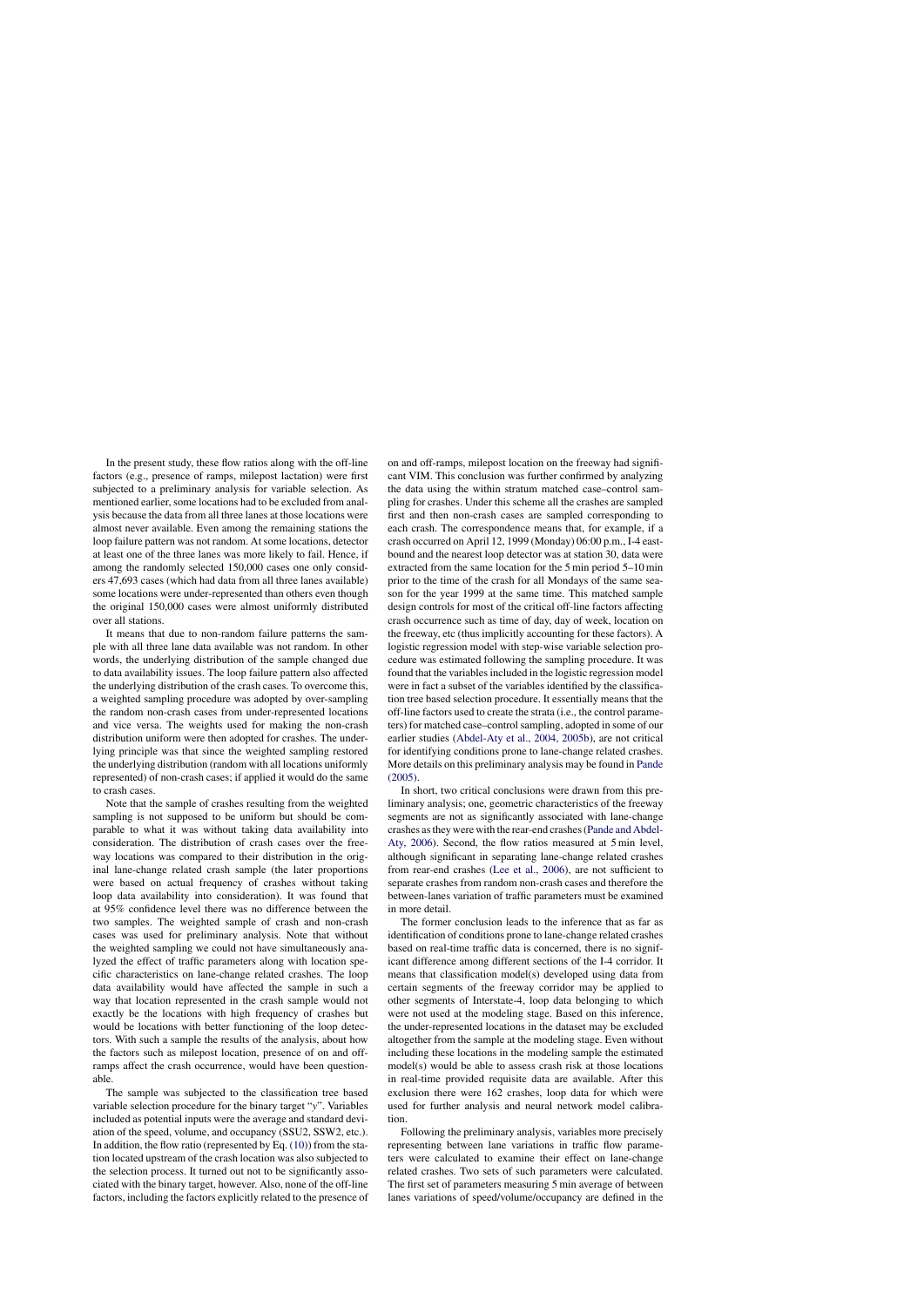In the present study, these flow ratios along with the off-line factors (e.g., presence of ramps, milepost lactation) were first subjected to a preliminary analysis for variable selection. As mentioned earlier, some locations had to be excluded from analysis because the data from all three lanes at those locations were almost never available. Even among the remaining stations the loop failure pattern was not random. At some locations, detector at least one of the three lanes was more likely to fail. Hence, if among the randomly selected 150,000 cases one only considers 47,693 cases (which had data from all three lanes available) some locations were under-represented than others even though the original 150,000 cases were almost uniformly distributed over all stations.

It means that due to non-random failure patterns the sample with all three lane data available was not random. In other words, the underlying distribution of the sample changed due to data availability issues. The loop failure pattern also affected the underlying distribution of the crash cases. To overcome this, a weighted sampling procedure was adopted by over-sampling the random non-crash cases from under-represented locations and vice versa. The weights used for making the non-crash distribution uniform were then adopted for crashes. The underlying principle was that since the weighted sampling restored the underlying distribution (random with all locations uniformly represented) of non-crash cases; if applied it would do the same to crash cases.

Note that the sample of crashes resulting from the weighted sampling is not supposed to be uniform but should be comparable to what it was without taking data availability into consideration. The distribution of crash cases over the freeway locations was compared to their distribution in the original lane-change related crash sample (the later proportions were based on actual frequency of crashes without taking loop data availability into consideration). It was found that at 95% confidence level there was no difference between the two samples. The weighted sample of crash and non-crash cases was used for preliminary analysis. Note that without the weighted sampling we could not have simultaneously analyzed the effect of traffic parameters along with location specific characteristics on lane-change related crashes. The loop data availability would have affected the sample in such a way that location represented in the crash sample would not exactly be the locations with high frequency of crashes but would be locations with better functioning of the loop detectors. With such a sample the results of the analysis, about how the factors such as milepost location, presence of on and off-ramps affect the crash occurrence, would have been questionable.

The sample was subjected to the classification tree based variable selection procedure for the binary target "y". Variables included as potential inputs were the average and standard deviation of the speed, volume, and occupancy (SSU2, SSW2, etc.). In addition, the flow ratio (represented by Eq. (10)) from the station located upstream of the crash location was also subjected to the selection process. It turned out not to be significantly associated with the binary target, however. Also, none of the off-line factors, including the factors explicitly related to the presence of on and off-ramps, milepost location on the freeway had significant VIM. This conclusion was further confirmed by analyzing the data using the within stratum matched case–control sampling for crashes. Under this scheme all the crashes are sampled first and then non-crash cases are sampled corresponding to each crash. The correspondence means that, for example, if a crash occurred on April 12, 1999 (Monday) 06:00 p.m., I-4 eastbound and the nearest loop detector was at station 30, data were extracted from the same location for the 5 min period 5–10 min prior to the time of the crash for all Mondays of the same season for the year 1999 at the same time. This matched sample design controls for most of the critical off-line factors affecting crash occurrence such as time of day, day of week, location on the freeway, etc (thus implicitly accounting for these factors). A logistic regression model with step-wise variable selection procedure was estimated following the sampling procedure. It was found that the variables included in the logistic regression model were in fact a subset of the variables identified by the classification tree based selection procedure. It essentially means that the off-line factors used to create the strata (i.e., the control parameters) for matched case–control sampling, adopted in some of our earlier studies (Abdel-Aty et al., 2004, 2005b), are not critical for identifying conditions prone to lane-change related crashes. More details on this preliminary analysis may be found in Pande (2005).

In short, two critical conclusions were drawn from this preliminary analysis; one, geometric characteristics of the freeway segments are not as significantly associated with lane-change crashes as they were with the rear-end crashes (Pande and Abdel-Aty, 2006). Second, the flow ratios measured at 5 min level, although significant in separating lane-change related crashes from rear-end crashes (Lee et al., 2006), are not sufficient to separate crashes from random non-crash cases and therefore the between-lanes variation of traffic parameters must be examined in more detail.

The former conclusion leads to the inference that as far as identification of conditions prone to lane-change related crashes based on real-time traffic data is concerned, there is no significant difference among different sections of the I-4 corridor. It means that classification model(s) developed using data from certain segments of the freeway corridor may be applied to other segments of Interstate-4, loop data belonging to which were not used at the modeling stage. Based on this inference, the under-represented locations in the dataset may be excluded altogether from the sample at the modeling stage. Even without including these locations in the modeling sample the estimated model(s) would be able to assess crash risk at those locations in real-time provided requisite data are available. After this exclusion there were 162 crashes, loop data for which were used for further analysis and neural network model calibration.

Following the preliminary analysis, variables more precisely representing between lane variations in traffic flow parameters were calculated to examine their effect on lane-change related crashes. Two sets of such parameters were calculated. The first set of parameters measuring 5 min average of between lanes variations of speed/volume/occupancy are defined in the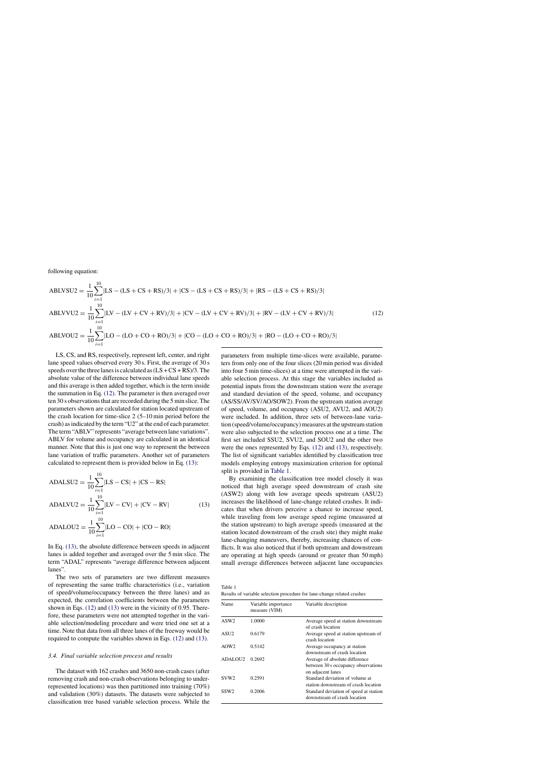following equation:

$$\mathrm{ABLVSU2} = \frac{1}{10}\sum_{i=1}^{10}|\mathrm{LS} - (\mathrm{LS}+\mathrm{CS}+\mathrm{RS})/3| + |\mathrm{CS} - (\mathrm{LS}+\mathrm{CS}+\mathrm{RS})/3| + |\mathrm{RS} - (\mathrm{LS}+\mathrm{CS}+\mathrm{RS})/3|$$

$$\mathrm{ABLVVU2} = \frac{1}{10}\sum_{i=1}^{10}|\mathrm{LV} - (\mathrm{LV}+\mathrm{CV}+\mathrm{RV})/3| + |\mathrm{CV} - (\mathrm{LV}+\mathrm{CV}+\mathrm{RV})/3| + |\mathrm{RV} - (\mathrm{LV}+\mathrm{CV}+\mathrm{RV})/3| \tag{12}$$

$$\mathrm{ABLVOU2} = \frac{1}{10}\sum_{i=1}^{10}|\mathrm{LO} - (\mathrm{LO}+\mathrm{CO}+\mathrm{RO})/3| + |\mathrm{CO} - (\mathrm{LO}+\mathrm{CO}+\mathrm{RO})/3| + |\mathrm{RO} - (\mathrm{LO}+\mathrm{CO}+\mathrm{RO})/3|$$

LS, CS, and RS, respectively, represent left, center, and right lane speed values observed every 30 s. First, the average of 30 s speeds over the three lanes is calculated as (LS + CS + RS)/3. The absolute value of the difference between individual lane speeds and this average is then added together, which is the term inside the summation in Eq. (12). The parameter is then averaged over ten 30 s observations that are recorded during the 5 min slice. The parameters shown are calculated for station located upstream of the crash location for time-slice 2 (5–10 min period before the crash) as indicated by the term "U2" at the end of each parameter. The term "ABLV" represents "average between lane variations". ABLV for volume and occupancy are calculated in an identical manner. Note that this is just one way to represent the between lane variation of traffic parameters. Another set of parameters calculated to represent them is provided below in Eq. (13):

$$\mathrm{ADALSU2} = \frac{1}{10}\sum_{i=1}^{10}|\mathrm{LS} - \mathrm{CS}| + |\mathrm{CS} - \mathrm{RS}|$$

$$\mathrm{ADALVU2} = \frac{1}{10}\sum_{i=1}^{10}|\mathrm{LV} - \mathrm{CV}| + |\mathrm{CV} - \mathrm{RV}| \tag{13}$$

$$\mathrm{ADALOU2} = \frac{1}{10}\sum_{i=1}^{10}|\mathrm{LO} - \mathrm{CO}| + |\mathrm{CO} - \mathrm{RO}|$$

In Eq. (13), the absolute difference between speeds in adjacent lanes is added together and averaged over the 5 min slice. The term "ADAL" represents "average difference between adjacent lanes".

The two sets of parameters are two different measures of representing the same traffic characteristics (i.e., variation of speed/volume/occupancy between the three lanes) and as expected, the correlation coefficients between the parameters shown in Eqs. (12) and (13) were in the vicinity of 0.95. Therefore, these parameters were not attempted together in the variable selection/modeling procedure and were tried one set at a time. Note that data from all three lanes of the freeway would be required to compute the variables shown in Eqs. (12) and (13).

### 3.4. Final variable selection process and results

The dataset with 162 crashes and 3650 non-crash cases (after removing crash and non-crash observations belonging to under-represented locations) was then partitioned into training (70%) and validation (30%) datasets. The datasets were subjected to classification tree based variable selection process. While the parameters from multiple time-slices were available, parameters from only one of the four slices (20 min period was divided into four 5 min time-slices) at a time were attempted in the variable selection process. At this stage the variables included as potential inputs from the downstream station were the average and standard deviation of the speed, volume, and occupancy (AS/SS/AV/SV/AO/SOW2). From the upstream station average of speed, volume, and occupancy (ASU2, AVU2, and AOU2) were included. In addition, three sets of between-lane variation (speed/volume/occupancy) measures at the upstream station were also subjected to the selection process one at a time. The first set included SSU2, SVU2, and SOU2 and the other two were the ones represented by Eqs. (12) and (13), respectively. The list of significant variables identified by classification tree models employing entropy maximization criterion for optimal split is provided in Table 1.

By examining the classification tree model closely it was noticed that high average speed downstream of crash site (ASW2) along with low average speeds upstream (ASU2) increases the likelihood of lane-change related crashes. It indicates that when drivers perceive a chance to increase speed, while traveling from low average speed regime (measured at the station upstream) to high average speeds (measured at the station located downstream of the crash site) they might make lane-changing maneuvers, thereby, increasing chances of conflicts. It was also noticed that if both upstream and downstream are operating at high speeds (around or greater than 50 mph) small average differences between adjacent lane occupancies

Table 1
Results of variable selection procedure for lane-change related crashes

| Name | Variable importance measure (VIM) | Variable description |
|---|---|---|
| ASW2 | 1.0000 | Average speed at station downstream of crash location |
| ASU2 | 0.6179 | Average speed at station upstream of crash location |
| AOW2 | 0.5142 | Average occupancy at station downstream of crash location |
| ADALOU2 | 0.2692 | Average of absolute difference between 30 s occupancy observations on adjacent lanes |
| SVW2 | 0.2591 | Standard deviation of volume at station downstream of crash location |
| SSW2 | 0.2006 | Standard deviation of speed at station downstream of crash location |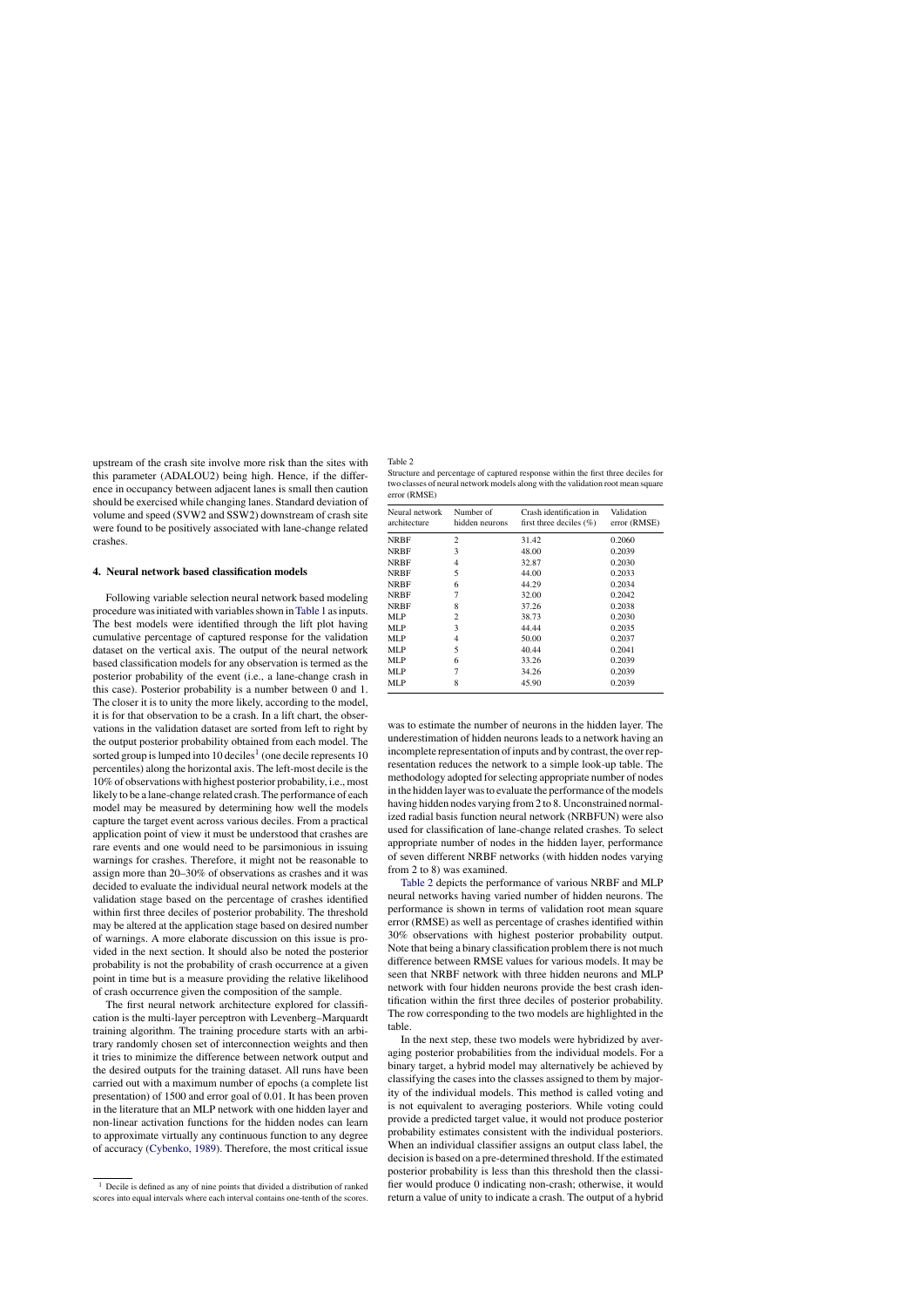upstream of the crash site involve more risk than the sites with this parameter (ADALOU2) being high. Hence, if the difference in occupancy between adjacent lanes is small then caution should be exercised while changing lanes. Standard deviation of volume and speed (SVW2 and SSW2) downstream of crash site were found to be positively associated with lane-change related crashes.

## 4. Neural network based classification models

Following variable selection neural network based modeling procedure was initiated with variables shown in Table 1 as inputs. The best models were identified through the lift plot having cumulative percentage of captured response for the validation dataset on the vertical axis. The output of the neural network based classification models for any observation is termed as the posterior probability of the event (i.e., a lane-change crash in this case). Posterior probability is a number between 0 and 1. The closer it is to unity the more likely, according to the model, it is for that observation to be a crash. In a lift chart, the observations in the validation dataset are sorted from left to right by the output posterior probability obtained from each model. The sorted group is lumped into 10 deciles[1] (one decile represents 10 percentiles) along the horizontal axis. The left-most decile is the 10% of observations with highest posterior probability, i.e., most likely to be a lane-change related crash. The performance of each model may be measured by determining how well the models capture the target event across various deciles. From a practical application point of view it must be understood that crashes are rare events and one would need to be parsimonious in issuing warnings for crashes. Therefore, it might not be reasonable to assign more than 20–30% of observations as crashes and it was decided to evaluate the individual neural network models at the validation stage based on the percentage of crashes identified within first three deciles of posterior probability. The threshold may be altered at the application stage based on desired number of warnings. A more elaborate discussion on this issue is provided in the next section. It should also be noted the posterior probability is not the probability of crash occurrence at a given point in time but is a measure providing the relative likelihood of crash occurrence given the composition of the sample.

The first neural network architecture explored for classification is the multi-layer perceptron with Levenberg–Marquardt training algorithm. The training procedure starts with an arbitrary randomly chosen set of interconnection weights and then it tries to minimize the difference between network output and the desired outputs for the training dataset. All runs have been carried out with a maximum number of epochs (a complete list presentation) of 1500 and error goal of 0.01. It has been proven in the literature that an MLP network with one hidden layer and non-linear activation functions for the hidden nodes can learn to approximate virtually any continuous function to any degree of accuracy (Cybenko, 1989). Therefore, the most critical issue was to estimate the number of neurons in the hidden layer. The underestimation of hidden neurons leads to a network having an incomplete representation of inputs and by contrast, the over representation reduces the network to a simple look-up table. The methodology adopted for selecting appropriate number of nodes in the hidden layer was to evaluate the performance of the models having hidden nodes varying from 2 to 8. Unconstrained normalized radial basis function neural network (NRBFUN) were also used for classification of lane-change related crashes. To select appropriate number of nodes in the hidden layer, performance of seven different NRBF networks (with hidden nodes varying from 2 to 8) was examined.

Table 2

Structure and percentage of captured response within the first three deciles for two classes of neural network models along with the validation root mean square error (RMSE)

| Neural network architecture | Number of hidden neurons | Crash identification in first three deciles (%) | Validation error (RMSE) |
|---|---|---|---|
| NRBF | 2 | 31.42 | 0.2060 |
| NRBF | 3 | 48.00 | 0.2039 |
| NRBF | 4 | 32.87 | 0.2030 |
| NRBF | 5 | 44.00 | 0.2033 |
| NRBF | 6 | 44.29 | 0.2034 |
| NRBF | 7 | 32.00 | 0.2042 |
| NRBF | 8 | 37.26 | 0.2038 |
| MLP | 2 | 38.73 | 0.2030 |
| MLP | 3 | 44.44 | 0.2035 |
| MLP | 4 | 50.00 | 0.2037 |
| MLP | 5 | 40.44 | 0.2041 |
| MLP | 6 | 33.26 | 0.2039 |
| MLP | 7 | 34.26 | 0.2039 |
| MLP | 8 | 45.90 | 0.2039 |

Table 2 depicts the performance of various NRBF and MLP neural networks having varied number of hidden neurons. The performance is shown in terms of validation root mean square error (RMSE) as well as percentage of crashes identified within 30% observations with highest posterior probability output. Note that being a binary classification problem there is not much difference between RMSE values for various models. It may be seen that NRBF network with three hidden neurons and MLP network with four hidden neurons provide the best crash identification within the first three deciles of posterior probability. The row corresponding to the two models are highlighted in the table.

In the next step, these two models were hybridized by averaging posterior probabilities from the individual models. For a binary target, a hybrid model may alternatively be achieved by classifying the cases into the classes assigned to them by majority of the individual models. This method is called voting and is not equivalent to averaging posteriors. While voting could provide a predicted target value, it would not produce posterior probability estimates consistent with the individual posteriors. When an individual classifier assigns an output class label, the decision is based on a pre-determined threshold. If the estimated posterior probability is less than this threshold then the classifier would produce 0 indicating non-crash; otherwise, it would return a value of unity to indicate a crash. The output of a hybrid

[1] Decile is defined as any of nine points that divided a distribution of ranked scores into equal intervals where each interval contains one-tenth of the scores.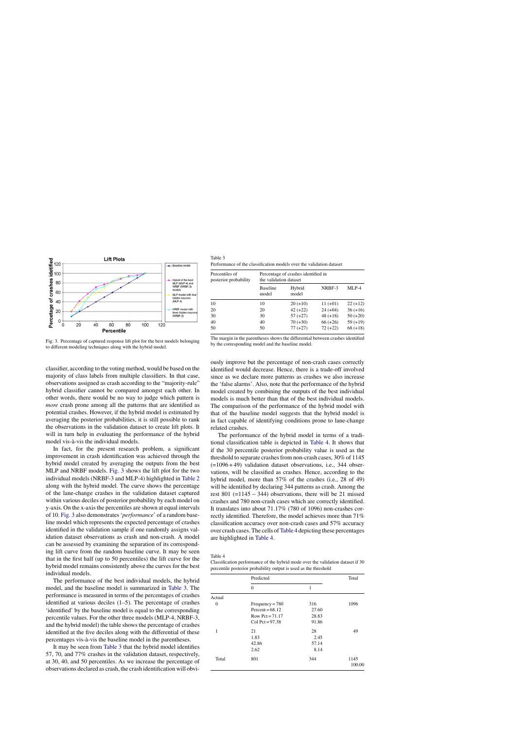Fig. 3. Percentage of captured response lift plot for the best models belonging to different modeling techniques along with the hybrid model.

Table 3
Performance of the classification models over the validation dataset

| Percentiles of posterior probability | Percentage of crashes identified in the validation dataset | | | |
|---|---|---|---|---|
| | Baseline model | Hybrid model | NRBF-3 | MLP-4 |
| 10 | 10 | 20 (+10) | 11 (+01) | 22 (+12) |
| 20 | 20 | 42 (+22) | 24 (+04) | 36 (+16) |
| 30 | 30 | 57 (+27) | 48 (+18) | 50 (+20) |
| 40 | 40 | 70 (+30) | 66 (+26) | 59 (+19) |
| 50 | 50 | 77 (+27) | 72 (+22) | 68 (+18) |

The margin in the parentheses shows the differential between crashes identified by the corresponding model and the baseline model.

classifier, according to the voting method, would be based on the majority of class labels from multiple classifiers. In that case, observations assigned as crash according to the "majority-rule" hybrid classifier cannot be compared amongst each other. In other words, there would be no way to judge which pattern is *more* crash prone among all the patterns that are identified as potential crashes. However, if the hybrid model is estimated by averaging the posterior probabilities, it is still possible to rank the observations in the validation dataset to create lift plots. It will in turn help in evaluating the performance of the hybrid model vis-à-vis the individual models.

In fact, for the present research problem, a significant improvement in crash identification was achieved through the hybrid model created by averaging the outputs from the best MLP and NRBF models. Fig. 3 shows the lift plot for the two individual models (NRBF-3 and MLP-4) highlighted in Table 2 along with the hybrid model. The curve shows the percentage of the lane-change crashes in the validation dataset captured within various deciles of posterior probability by each model on y-axis. On the x-axis the percentiles are shown at equal intervals of 10. Fig. 3 also demonstrates '*performance*' of a random baseline model which represents the expected percentage of crashes identified in the validation sample if one randomly assigns validation dataset observations as crash and non-crash. A model can be assessed by examining the separation of its corresponding lift curve from the random baseline curve. It may be seen that in the first half (up to 50 percentiles) the lift curve for the hybrid model remains consistently above the curves for the best individual models.

The performance of the best individual models, the hybrid model, and the baseline model is summarized in Table 3. The performance is measured in terms of the percentages of crashes identified at various deciles (1–5). The percentage of crashes 'identified' by the baseline model is equal to the corresponding percentile values. For the other three models (MLP-4, NRBF-3, and the hybrid model) the table shows the percentage of crashes identified at the five deciles along with the differential of these percentages vis-à-vis the baseline model in the parentheses.

It may be seen from Table 3 that the hybrid model identifies 57, 70, and 77% crashes in the validation dataset, respectively, at 30, 40, and 50 percentiles. As we increase the percentage of observations declared as crash, the crash identification will obviously improve but the percentage of non-crash cases correctly identified would decrease. Hence, there is a trade-off involved since as we declare more patterns as crashes we also increase the 'false alarms'. Also, note that the performance of the hybrid model created by combining the outputs of the best individual models is much better than that of the best individual models. The comparison of the performance of the hybrid model with that of the baseline model suggests that the hybrid model is in fact capable of identifying conditions prone to lane-change related crashes.

The performance of the hybrid model in terms of a traditional classification table is depicted in Table 4. It shows that if the 30 percentile posterior probability value is used as the threshold to separate crashes from non-crash cases, 30% of 1145 (=1096 + 49) validation dataset observations, i.e., 344 observations, will be classified as crashes. Hence, according to the hybrid model, more than 57% of the crashes (i.e., 28 of 49) will be identified by declaring 344 patterns as crash. Among the rest 801 (=1145 − 344) observations, there will be 21 missed crashes and 780 non-crash cases which are correctly identified. It translates into about 71.17% (780 of 1096) non-crashes correctly identified. Therefore, the model achieves more than 71% classification accuracy over non-crash cases and 57% accuracy over crash cases. The cells of Table 4 depicting these percentages are highlighted in Table 4.

Table 4
Classification performance of the hybrid mode over the validation dataset if 30 percentile posterior probability output is used as the threshold

| | Predicted | | Total |
|---|---|---|---|
| | 0 | 1 | |
| Actual | | | |
| 0 | Frequency = 780<br>Percent = 68.12<br>Row Pct = 71.17<br>Col Pct = 97.38 | 316<br>27.60<br>28.83<br>91.86 | 1096 |
| 1 | 21<br>1.83<br>42.86<br>2.62 | 28<br>2.45<br>57.14<br>8.14 | 49 |
| Total | 801 | 344 | 1145<br>100.00 |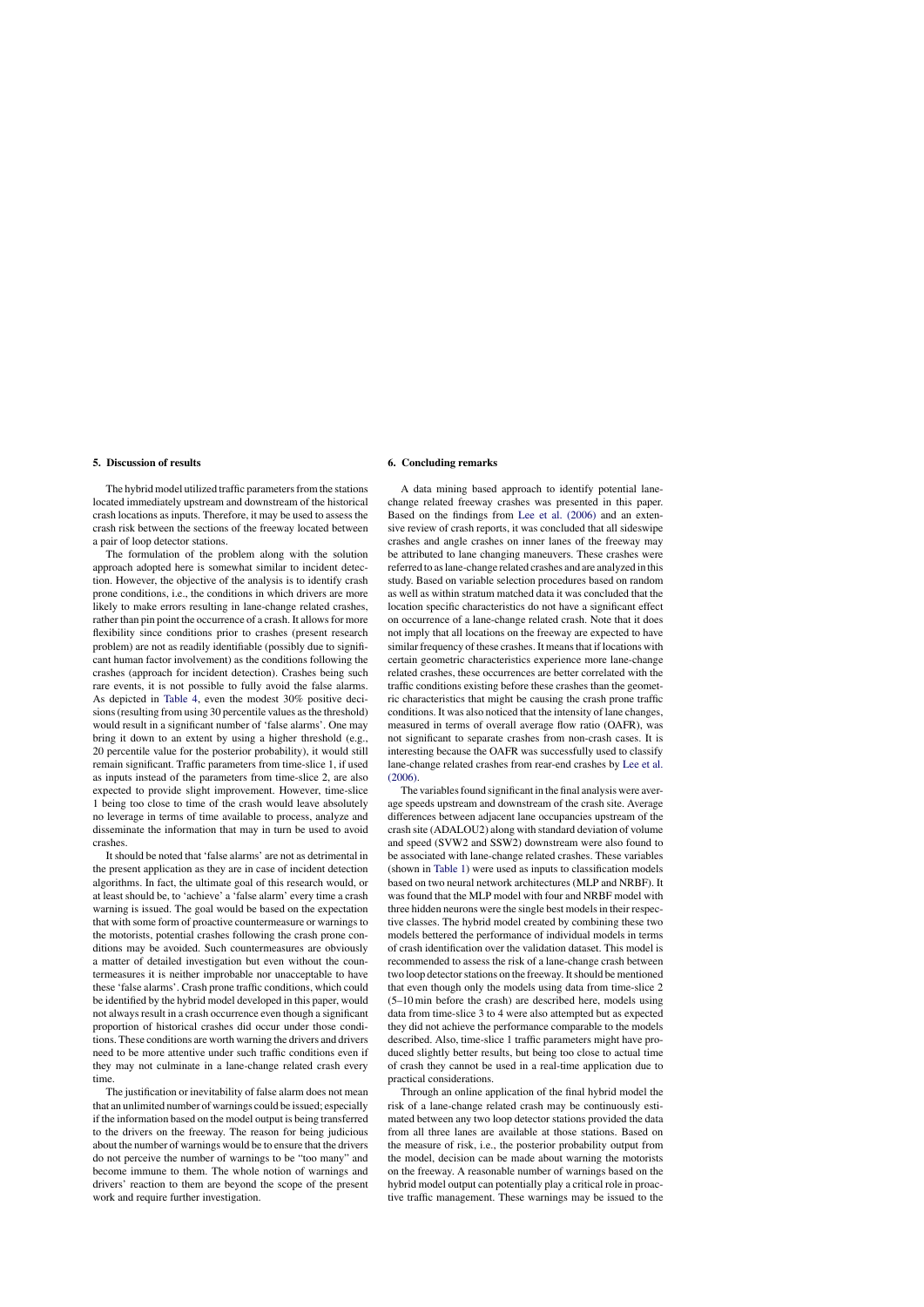## 5. Discussion of results

The hybrid model utilized traffic parameters from the stations located immediately upstream and downstream of the historical crash locations as inputs. Therefore, it may be used to assess the crash risk between the sections of the freeway located between a pair of loop detector stations.

The formulation of the problem along with the solution approach adopted here is somewhat similar to incident detection. However, the objective of the analysis is to identify crash prone conditions, i.e., the conditions in which drivers are more likely to make errors resulting in lane-change related crashes, rather than pin point the occurrence of a crash. It allows for more flexibility since conditions prior to crashes (present research problem) are not as readily identifiable (possibly due to significant human factor involvement) as the conditions following the crashes (approach for incident detection). Crashes being such rare events, it is not possible to fully avoid the false alarms. As depicted in Table 4, even the modest 30% positive decisions (resulting from using 30 percentile values as the threshold) would result in a significant number of 'false alarms'. One may bring it down to an extent by using a higher threshold (e.g., 20 percentile value for the posterior probability), it would still remain significant. Traffic parameters from time-slice 1, if used as inputs instead of the parameters from time-slice 2, are also expected to provide slight improvement. However, time-slice 1 being too close to time of the crash would leave absolutely no leverage in terms of time available to process, analyze and disseminate the information that may in turn be used to avoid crashes.

It should be noted that 'false alarms' are not as detrimental in the present application as they are in case of incident detection algorithms. In fact, the ultimate goal of this research would, or at least should be, to 'achieve' a 'false alarm' every time a crash warning is issued. The goal would be based on the expectation that with some form of proactive countermeasure or warnings to the motorists, potential crashes following the crash prone conditions may be avoided. Such countermeasures are obviously a matter of detailed investigation but even without the countermeasures it is neither improbable nor unacceptable to have these 'false alarms'. Crash prone traffic conditions, which could be identified by the hybrid model developed in this paper, would not always result in a crash occurrence even though a significant proportion of historical crashes did occur under those conditions. These conditions are worth warning the drivers and drivers need to be more attentive under such traffic conditions even if they may not culminate in a lane-change related crash every time.

The justification or inevitability of false alarm does not mean that an unlimited number of warnings could be issued; especially if the information based on the model output is being transferred to the drivers on the freeway. The reason for being judicious about the number of warnings would be to ensure that the drivers do not perceive the number of warnings to be "too many" and become immune to them. The whole notion of warnings and drivers' reaction to them are beyond the scope of the present work and require further investigation.

## 6. Concluding remarks

A data mining based approach to identify potential lane-change related freeway crashes was presented in this paper. Based on the findings from Lee et al. (2006) and an extensive review of crash reports, it was concluded that all sideswipe crashes and angle crashes on inner lanes of the freeway may be attributed to lane changing maneuvers. These crashes were referred to as lane-change related crashes and are analyzed in this study. Based on variable selection procedures based on random as well as within stratum matched data it was concluded that the location specific characteristics do not have a significant effect on occurrence of a lane-change related crash. Note that it does not imply that all locations on the freeway are expected to have similar frequency of these crashes. It means that if locations with certain geometric characteristics experience more lane-change related crashes, these occurrences are better correlated with the traffic conditions existing before these crashes than the geometric characteristics that might be causing the crash prone traffic conditions. It was also noticed that the intensity of lane changes, measured in terms of overall average flow ratio (OAFR), was not significant to separate crashes from non-crash cases. It is interesting because the OAFR was successfully used to classify lane-change related crashes from rear-end crashes by Lee et al. (2006).

The variables found significant in the final analysis were average speeds upstream and downstream of the crash site. Average differences between adjacent lane occupancies upstream of the crash site (ADALOU2) along with standard deviation of volume and speed (SVW2 and SSW2) downstream were also found to be associated with lane-change related crashes. These variables (shown in Table 1) were used as inputs to classification models based on two neural network architectures (MLP and NRBF). It was found that the MLP model with four and NRBF model with three hidden neurons were the single best models in their respective classes. The hybrid model created by combining these two models bettered the performance of individual models in terms of crash identification over the validation dataset. This model is recommended to assess the risk of a lane-change crash between two loop detector stations on the freeway. It should be mentioned that even though only the models using data from time-slice 2 (5–10 min before the crash) are described here, models using data from time-slice 3 to 4 were also attempted but as expected they did not achieve the performance comparable to the models described. Also, time-slice 1 traffic parameters might have produced slightly better results, but being too close to actual time of crash they cannot be used in a real-time application due to practical considerations.

Through an online application of the final hybrid model the risk of a lane-change related crash may be continuously estimated between any two loop detector stations provided the data from all three lanes are available at those stations. Based on the measure of risk, i.e., the posterior probability output from the model, decision can be made about warning the motorists on the freeway. A reasonable number of warnings based on the hybrid model output can potentially play a critical role in proactive traffic management. These warnings may be issued to the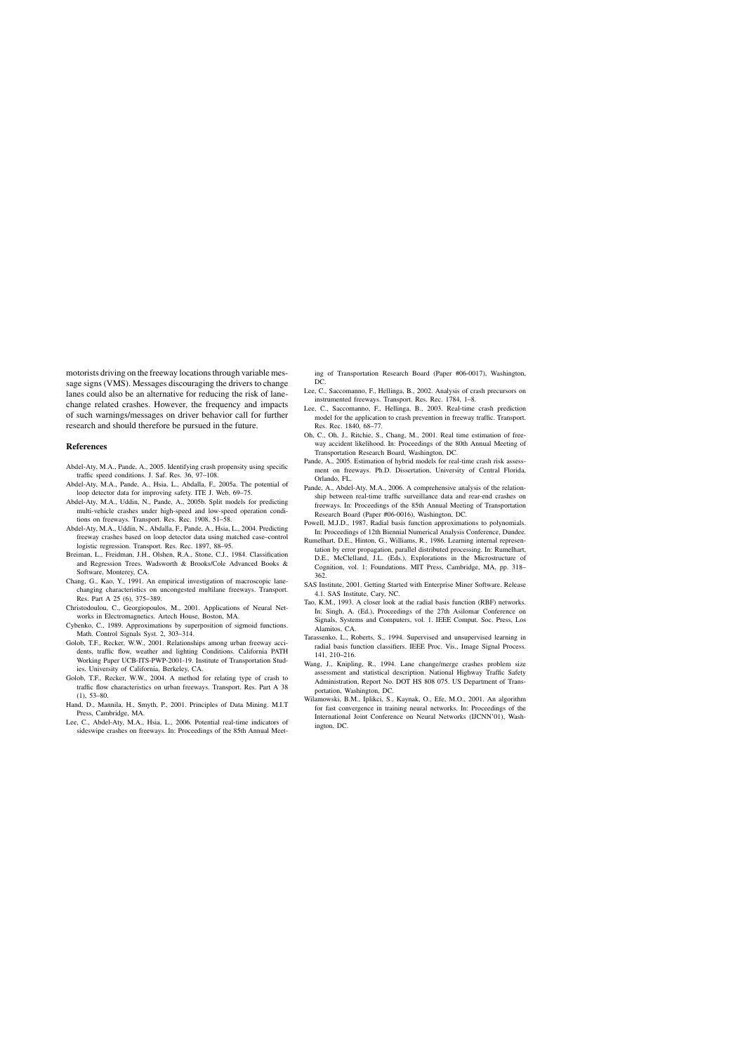motorists driving on the freeway locations through variable message signs (VMS). Messages discouraging the drivers to change lanes could also be an alternative for reducing the risk of lane-change related crashes. However, the frequency and impacts of such warnings/messages on driver behavior call for further research and should therefore be pursued in the future.

## References

Abdel-Aty, M.A., Pande, A., 2005. Identifying crash propensity using specific traffic speed conditions. J. Saf. Res. 36, 97–108.

Abdel-Aty, M.A., Pande, A., Hsia, L., Abdalla, F., 2005a. The potential of loop detector data for improving safety. ITE J. Web, 69–75.

Abdel-Aty, M.A., Uddin, N., Pande, A., 2005b. Split models for predicting multi-vehicle crashes under high-speed and low-speed operation conditions on freeways. Transport. Res. Rec. 1908, 51–58.

Abdel-Aty, M.A., Uddin, N., Abdalla, F., Pande, A., Hsia, L., 2004. Predicting freeway crashes based on loop detector data using matched case–control logistic regression. Transport. Res. Rec. 1897, 88–95.

Breiman, L., Freidman, J.H., Olshen, R.A., Stone, C.J., 1984. Classification and Regression Trees. Wadsworth & Brooks/Cole Advanced Books & Software, Monterey, CA.

Chang, G., Kao, Y., 1991. An empirical investigation of macroscopic lane-changing characteristics on uncongested multilane freeways. Transport. Res. Part A 25 (6), 375–389.

Christodoulou, C., Georgiopoulos, M., 2001. Applications of Neural Networks in Electromagnetics. Artech House, Boston, MA.

Cybenko, C., 1989. Approximations by superposition of sigmoid functions. Math. Control Signals Syst. 2, 303–314.

Golob, T.F., Recker, W.W., 2001. Relationships among urban freeway accidents, traffic flow, weather and lighting Conditions. California PATH Working Paper UCB-ITS-PWP-2001-19. Institute of Transportation Studies. University of California, Berkeley, CA.

Golob, T.F., Recker, W.W., 2004. A method for relating type of crash to traffic flow characteristics on urban freeways. Transport. Res. Part A 38 (1), 53–80.

Hand, D., Mannila, H., Smyth, P., 2001. Principles of Data Mining. M.I.T Press, Cambridge, MA.

Lee, C., Abdel-Aty, M.A., Hsia, L., 2006. Potential real-time indicators of sideswipe crashes on freeways. In: Proceedings of the 85th Annual Meeting of Transportation Research Board (Paper #06-0017), Washington, DC.

Lee, C., Saccomanno, F., Hellinga, B., 2002. Analysis of crash precursors on instrumented freeways. Transport. Res. Rec. 1784, 1–8.

Lee, C., Saccomanno, F., Hellinga, B., 2003. Real-time crash prediction model for the application to crash prevention in freeway traffic. Transport. Res. Rec. 1840, 68–77.

Oh, C., Oh, J., Ritchie, S., Chang, M., 2001. Real time estimation of freeway accident likelihood. In: Proceedings of the 80th Annual Meeting of Transportation Research Board, Washington, DC.

Pande, A., 2005. Estimation of hybrid models for real-time crash risk assessment on freeways. Ph.D. Dissertation, University of Central Florida, Orlando, FL.

Pande, A., Abdel-Aty, M.A., 2006. A comprehensive analysis of the relationship between real-time traffic surveillance data and rear-end crashes on freeways. In: Proceedings of the 85th Annual Meeting of Transportation Research Board (Paper #06-0016), Washington, DC.

Powell, M.J.D., 1987. Radial basis function approximations to polynomials. In: Proceedings of 12th Biennial Numerical Analysis Conference, Dundee.

Rumelhart, D.E., Hinton, G., Williams, R., 1986. Learning internal representation by error propagation, parallel distributed processing. In: Rumelhart, D.E., McClelland, J.L. (Eds.), Explorations in the Microstructure of Cognition, vol. 1: Foundations. MIT Press, Cambridge, MA, pp. 318–362.

SAS Institute, 2001. Getting Started with Enterprise Miner Software. Release 4.1. SAS Institute, Cary, NC.

Tao, K.M., 1993. A closer look at the radial basis function (RBF) networks. In: Singh, A. (Ed.), Proceedings of the 27th Asilomar Conference on Signals, Systems and Computers, vol. 1. IEEE Comput. Soc. Press, Los Alamitos, CA.

Tarassenko, L., Roberts, S., 1994. Supervised and unsupervised learning in radial basis function classifiers. IEEE Proc. Vis., Image Signal Process. 141, 210–216.

Wang, J., Knipling, R., 1994. Lane change/merge crashes problem size assessment and statistical description. National Highway Traffic Safety Administration, Report No. DOT HS 808 075. US Department of Transportation, Washington, DC.

Wilamowski, B.M., Iplikci, S., Kaynak, O., Efe, M.O., 2001. An algorithm for fast convergence in training neural networks. In: Proceedings of the International Joint Conference on Neural Networks (IJCNN'01), Washington, DC.